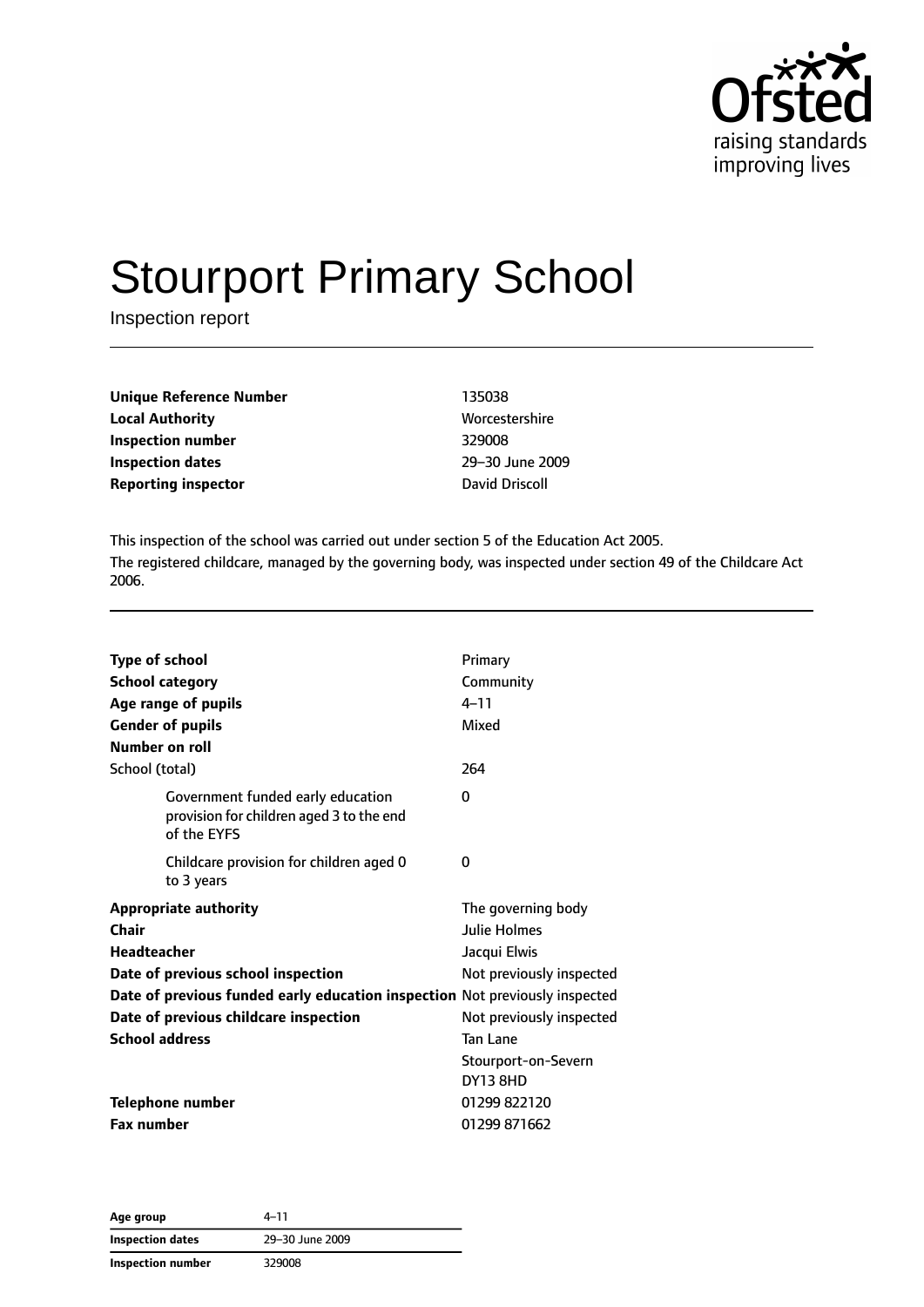# Stourport Primary School

Inspection report

| | |
|---|---|
| **Unique Reference Number** | 135038 |
| **Local Authority** | Worcestershire |
| **Inspection number** | 329008 |
| **Inspection dates** | 29–30 June 2009 |
| **Reporting inspector** | David Driscoll |

This inspection of the school was carried out under section 5 of the Education Act 2005.

The registered childcare, managed by the governing body, was inspected under section 49 of the Childcare Act 2006.

| | |
|---|---|
| **Type of school** | Primary |
| **School category** | Community |
| **Age range of pupils** | 4–11 |
| **Gender of pupils** | Mixed |
| **Number on roll** | |
| School (total) | 264 |
| Government funded early education provision for children aged 3 to the end of the EYFS | 0 |
| Childcare provision for children aged 0 to 3 years | 0 |
| **Appropriate authority** | The governing body |
| **Chair** | Julie Holmes |
| **Headteacher** | Jacqui Elwis |
| **Date of previous school inspection** | Not previously inspected |
| **Date of previous funded early education inspection** | Not previously inspected |
| **Date of previous childcare inspection** | Not previously inspected |
| **School address** | Tan Lane<br>Stourport-on-Severn<br>DY13 8HD |
| **Telephone number** | 01299 822120 |
| **Fax number** | 01299 871662 |

| | |
|---|---|
| **Age group** | 4–11 |
| **Inspection dates** | 29–30 June 2009 |
| **Inspection number** | 329008 |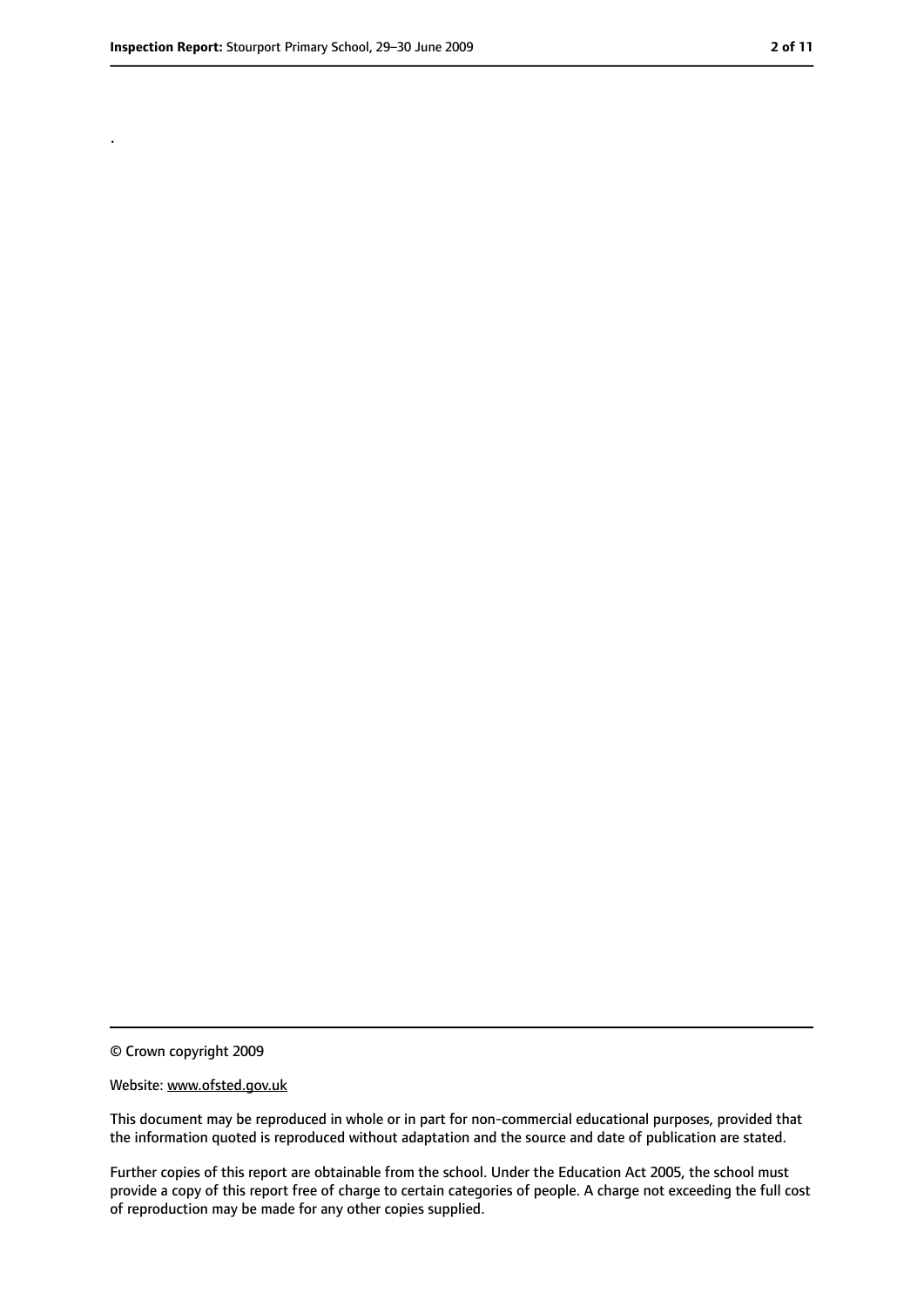.

© Crown copyright 2009

Website: www.ofsted.gov.uk

This document may be reproduced in whole or in part for non-commercial educational purposes, provided that the information quoted is reproduced without adaptation and the source and date of publication are stated.

Further copies of this report are obtainable from the school. Under the Education Act 2005, the school must provide a copy of this report free of charge to certain categories of people. A charge not exceeding the full cost of reproduction may be made for any other copies supplied.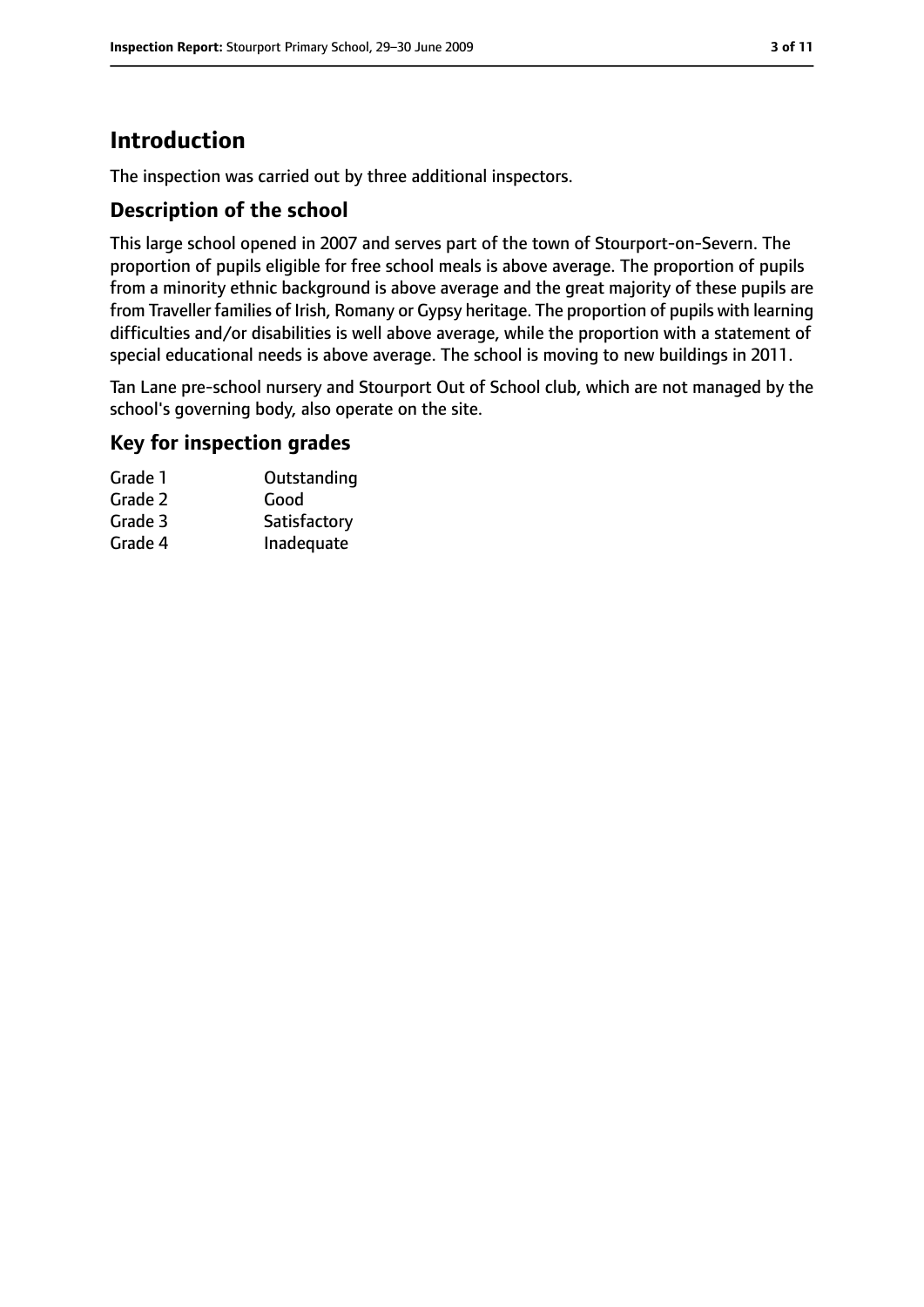# Introduction

The inspection was carried out by three additional inspectors.

## Description of the school

This large school opened in 2007 and serves part of the town of Stourport-on-Severn. The proportion of pupils eligible for free school meals is above average. The proportion of pupils from a minority ethnic background is above average and the great majority of these pupils are from Traveller families of Irish, Romany or Gypsy heritage. The proportion of pupils with learning difficulties and/or disabilities is well above average, while the proportion with a statement of special educational needs is above average. The school is moving to new buildings in 2011.

Tan Lane pre-school nursery and Stourport Out of School club, which are not managed by the school's governing body, also operate on the site.

## Key for inspection grades

| | |
|---|---|
| Grade 1 | Outstanding |
| Grade 2 | Good |
| Grade 3 | Satisfactory |
| Grade 4 | Inadequate |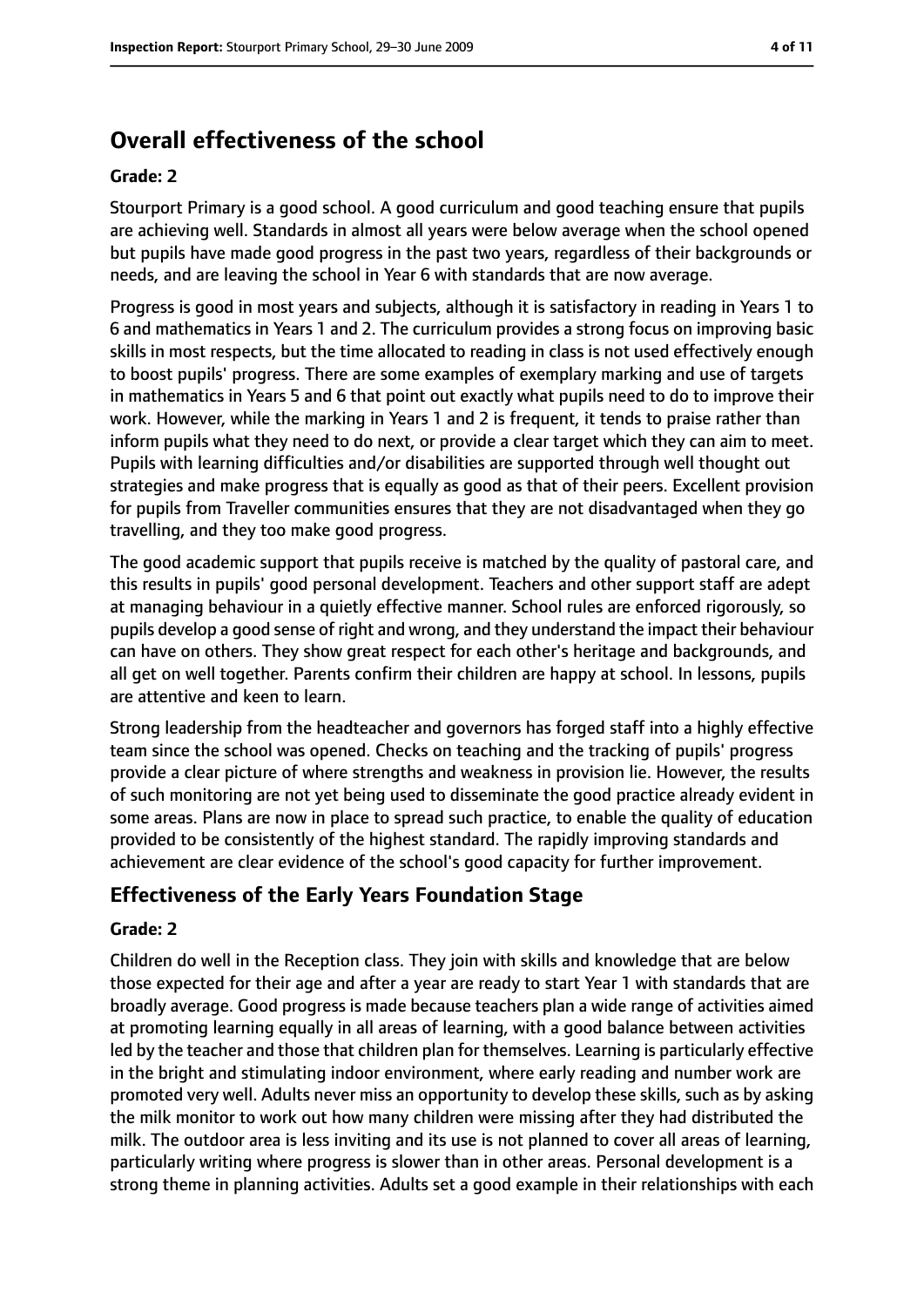## Overall effectiveness of the school

### Grade: 2

Stourport Primary is a good school. A good curriculum and good teaching ensure that pupils are achieving well. Standards in almost all years were below average when the school opened but pupils have made good progress in the past two years, regardless of their backgrounds or needs, and are leaving the school in Year 6 with standards that are now average.

Progress is good in most years and subjects, although it is satisfactory in reading in Years 1 to 6 and mathematics in Years 1 and 2. The curriculum provides a strong focus on improving basic skills in most respects, but the time allocated to reading in class is not used effectively enough to boost pupils' progress. There are some examples of exemplary marking and use of targets in mathematics in Years 5 and 6 that point out exactly what pupils need to do to improve their work. However, while the marking in Years 1 and 2 is frequent, it tends to praise rather than inform pupils what they need to do next, or provide a clear target which they can aim to meet. Pupils with learning difficulties and/or disabilities are supported through well thought out strategies and make progress that is equally as good as that of their peers. Excellent provision for pupils from Traveller communities ensures that they are not disadvantaged when they go travelling, and they too make good progress.

The good academic support that pupils receive is matched by the quality of pastoral care, and this results in pupils' good personal development. Teachers and other support staff are adept at managing behaviour in a quietly effective manner. School rules are enforced rigorously, so pupils develop a good sense of right and wrong, and they understand the impact their behaviour can have on others. They show great respect for each other's heritage and backgrounds, and all get on well together. Parents confirm their children are happy at school. In lessons, pupils are attentive and keen to learn.

Strong leadership from the headteacher and governors has forged staff into a highly effective team since the school was opened. Checks on teaching and the tracking of pupils' progress provide a clear picture of where strengths and weakness in provision lie. However, the results of such monitoring are not yet being used to disseminate the good practice already evident in some areas. Plans are now in place to spread such practice, to enable the quality of education provided to be consistently of the highest standard. The rapidly improving standards and achievement are clear evidence of the school's good capacity for further improvement.

## Effectiveness of the Early Years Foundation Stage

### Grade: 2

Children do well in the Reception class. They join with skills and knowledge that are below those expected for their age and after a year are ready to start Year 1 with standards that are broadly average. Good progress is made because teachers plan a wide range of activities aimed at promoting learning equally in all areas of learning, with a good balance between activities led by the teacher and those that children plan for themselves. Learning is particularly effective in the bright and stimulating indoor environment, where early reading and number work are promoted very well. Adults never miss an opportunity to develop these skills, such as by asking the milk monitor to work out how many children were missing after they had distributed the milk. The outdoor area is less inviting and its use is not planned to cover all areas of learning, particularly writing where progress is slower than in other areas. Personal development is a strong theme in planning activities. Adults set a good example in their relationships with each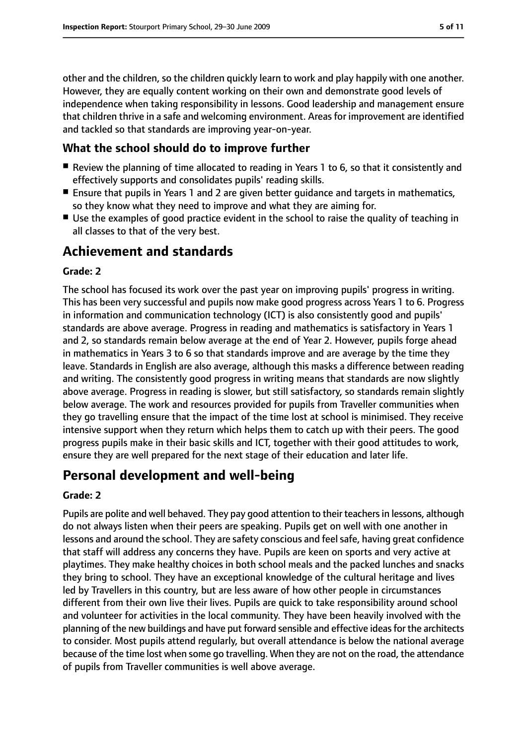other and the children, so the children quickly learn to work and play happily with one another. However, they are equally content working on their own and demonstrate good levels of independence when taking responsibility in lessons. Good leadership and management ensure that children thrive in a safe and welcoming environment. Areas for improvement are identified and tackled so that standards are improving year-on-year.

### What the school should do to improve further

- Review the planning of time allocated to reading in Years 1 to 6, so that it consistently and effectively supports and consolidates pupils' reading skills.
- Ensure that pupils in Years 1 and 2 are given better guidance and targets in mathematics, so they know what they need to improve and what they are aiming for.
- Use the examples of good practice evident in the school to raise the quality of teaching in all classes to that of the very best.

## Achievement and standards

#### Grade: 2

The school has focused its work over the past year on improving pupils' progress in writing. This has been very successful and pupils now make good progress across Years 1 to 6. Progress in information and communication technology (ICT) is also consistently good and pupils' standards are above average. Progress in reading and mathematics is satisfactory in Years 1 and 2, so standards remain below average at the end of Year 2. However, pupils forge ahead in mathematics in Years 3 to 6 so that standards improve and are average by the time they leave. Standards in English are also average, although this masks a difference between reading and writing. The consistently good progress in writing means that standards are now slightly above average. Progress in reading is slower, but still satisfactory, so standards remain slightly below average. The work and resources provided for pupils from Traveller communities when they go travelling ensure that the impact of the time lost at school is minimised. They receive intensive support when they return which helps them to catch up with their peers. The good progress pupils make in their basic skills and ICT, together with their good attitudes to work, ensure they are well prepared for the next stage of their education and later life.

## Personal development and well-being

#### Grade: 2

Pupils are polite and well behaved. They pay good attention to their teachers in lessons, although do not always listen when their peers are speaking. Pupils get on well with one another in lessons and around the school. They are safety conscious and feel safe, having great confidence that staff will address any concerns they have. Pupils are keen on sports and very active at playtimes. They make healthy choices in both school meals and the packed lunches and snacks they bring to school. They have an exceptional knowledge of the cultural heritage and lives led by Travellers in this country, but are less aware of how other people in circumstances different from their own live their lives. Pupils are quick to take responsibility around school and volunteer for activities in the local community. They have been heavily involved with the planning of the new buildings and have put forward sensible and effective ideas for the architects to consider. Most pupils attend regularly, but overall attendance is below the national average because of the time lost when some go travelling. When they are not on the road, the attendance of pupils from Traveller communities is well above average.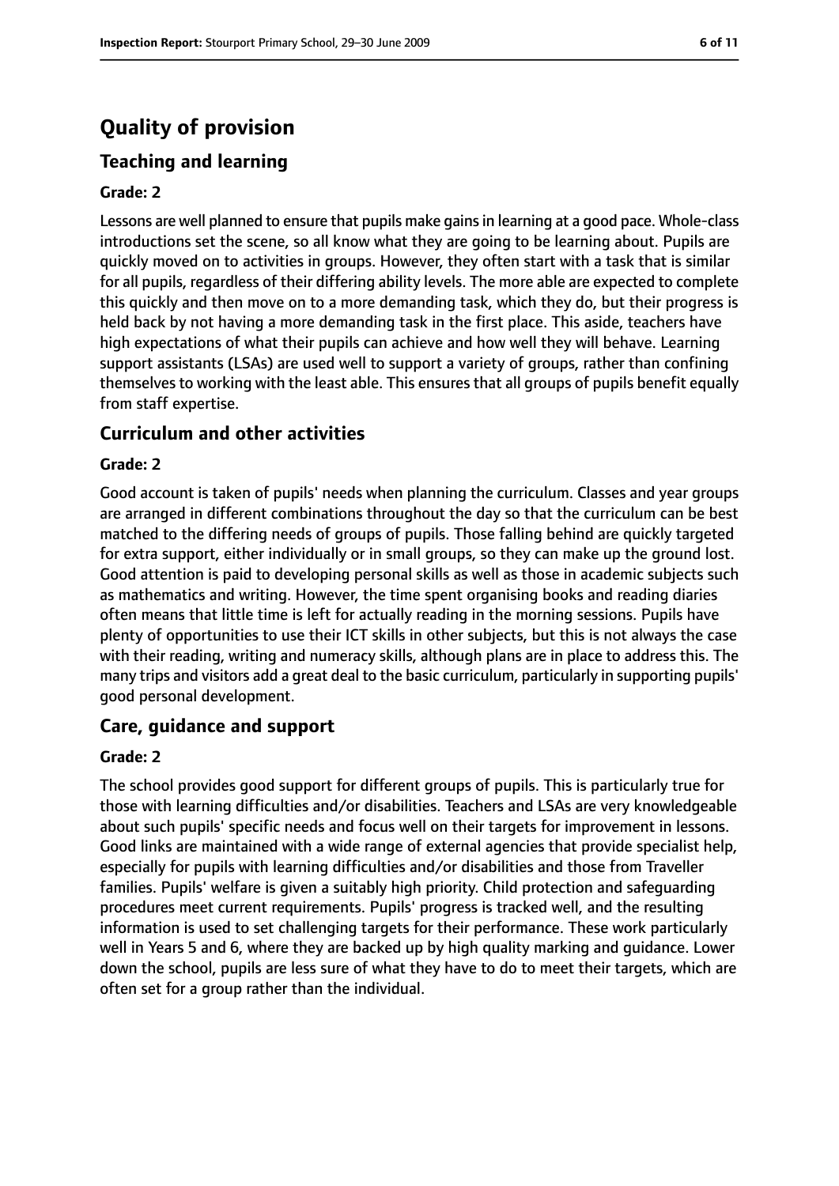# Quality of provision

## Teaching and learning

**Grade: 2**

Lessons are well planned to ensure that pupils make gains in learning at a good pace. Whole-class introductions set the scene, so all know what they are going to be learning about. Pupils are quickly moved on to activities in groups. However, they often start with a task that is similar for all pupils, regardless of their differing ability levels. The more able are expected to complete this quickly and then move on to a more demanding task, which they do, but their progress is held back by not having a more demanding task in the first place. This aside, teachers have high expectations of what their pupils can achieve and how well they will behave. Learning support assistants (LSAs) are used well to support a variety of groups, rather than confining themselves to working with the least able. This ensures that all groups of pupils benefit equally from staff expertise.

## Curriculum and other activities

**Grade: 2**

Good account is taken of pupils' needs when planning the curriculum. Classes and year groups are arranged in different combinations throughout the day so that the curriculum can be best matched to the differing needs of groups of pupils. Those falling behind are quickly targeted for extra support, either individually or in small groups, so they can make up the ground lost. Good attention is paid to developing personal skills as well as those in academic subjects such as mathematics and writing. However, the time spent organising books and reading diaries often means that little time is left for actually reading in the morning sessions. Pupils have plenty of opportunities to use their ICT skills in other subjects, but this is not always the case with their reading, writing and numeracy skills, although plans are in place to address this. The many trips and visitors add a great deal to the basic curriculum, particularly in supporting pupils' good personal development.

## Care, guidance and support

**Grade: 2**

The school provides good support for different groups of pupils. This is particularly true for those with learning difficulties and/or disabilities. Teachers and LSAs are very knowledgeable about such pupils' specific needs and focus well on their targets for improvement in lessons. Good links are maintained with a wide range of external agencies that provide specialist help, especially for pupils with learning difficulties and/or disabilities and those from Traveller families. Pupils' welfare is given a suitably high priority. Child protection and safeguarding procedures meet current requirements. Pupils' progress is tracked well, and the resulting information is used to set challenging targets for their performance. These work particularly well in Years 5 and 6, where they are backed up by high quality marking and guidance. Lower down the school, pupils are less sure of what they have to do to meet their targets, which are often set for a group rather than the individual.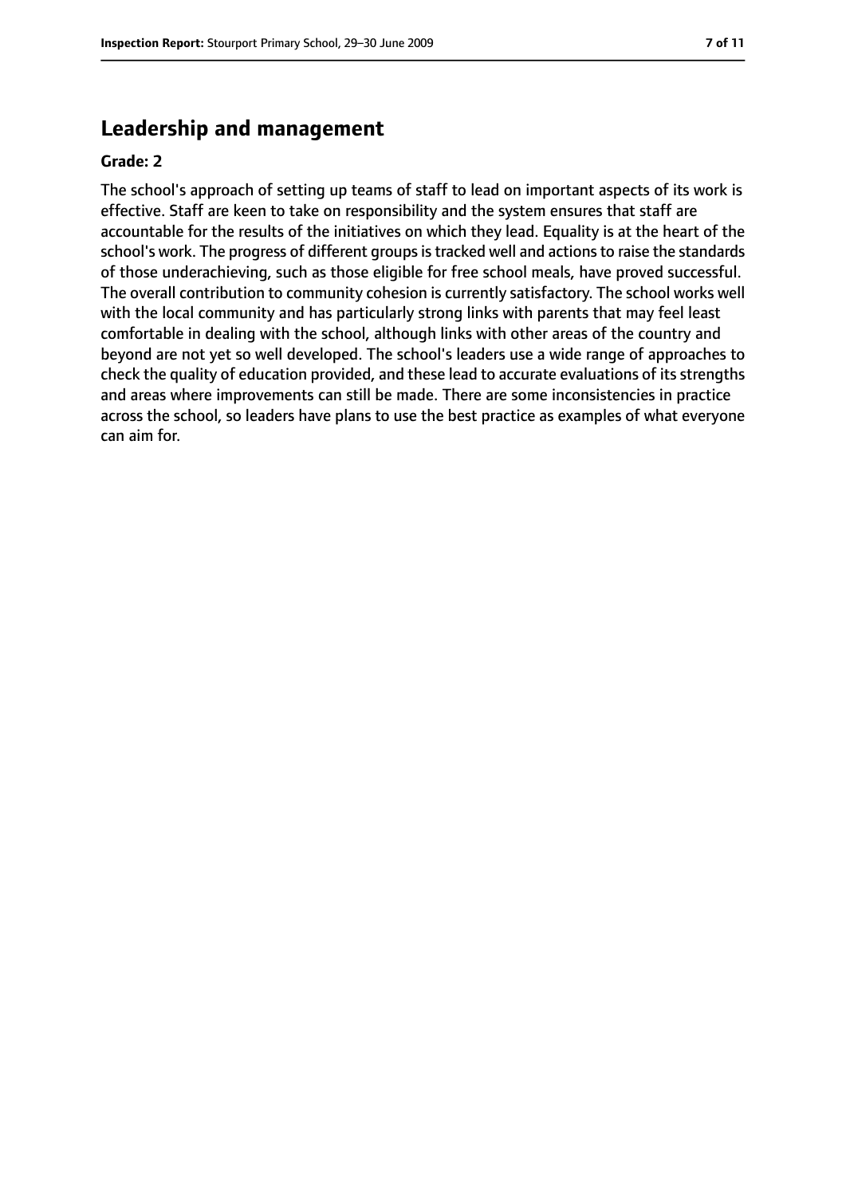## Leadership and management

**Grade: 2**

The school's approach of setting up teams of staff to lead on important aspects of its work is effective. Staff are keen to take on responsibility and the system ensures that staff are accountable for the results of the initiatives on which they lead. Equality is at the heart of the school's work. The progress of different groups is tracked well and actions to raise the standards of those underachieving, such as those eligible for free school meals, have proved successful. The overall contribution to community cohesion is currently satisfactory. The school works well with the local community and has particularly strong links with parents that may feel least comfortable in dealing with the school, although links with other areas of the country and beyond are not yet so well developed. The school's leaders use a wide range of approaches to check the quality of education provided, and these lead to accurate evaluations of its strengths and areas where improvements can still be made. There are some inconsistencies in practice across the school, so leaders have plans to use the best practice as examples of what everyone can aim for.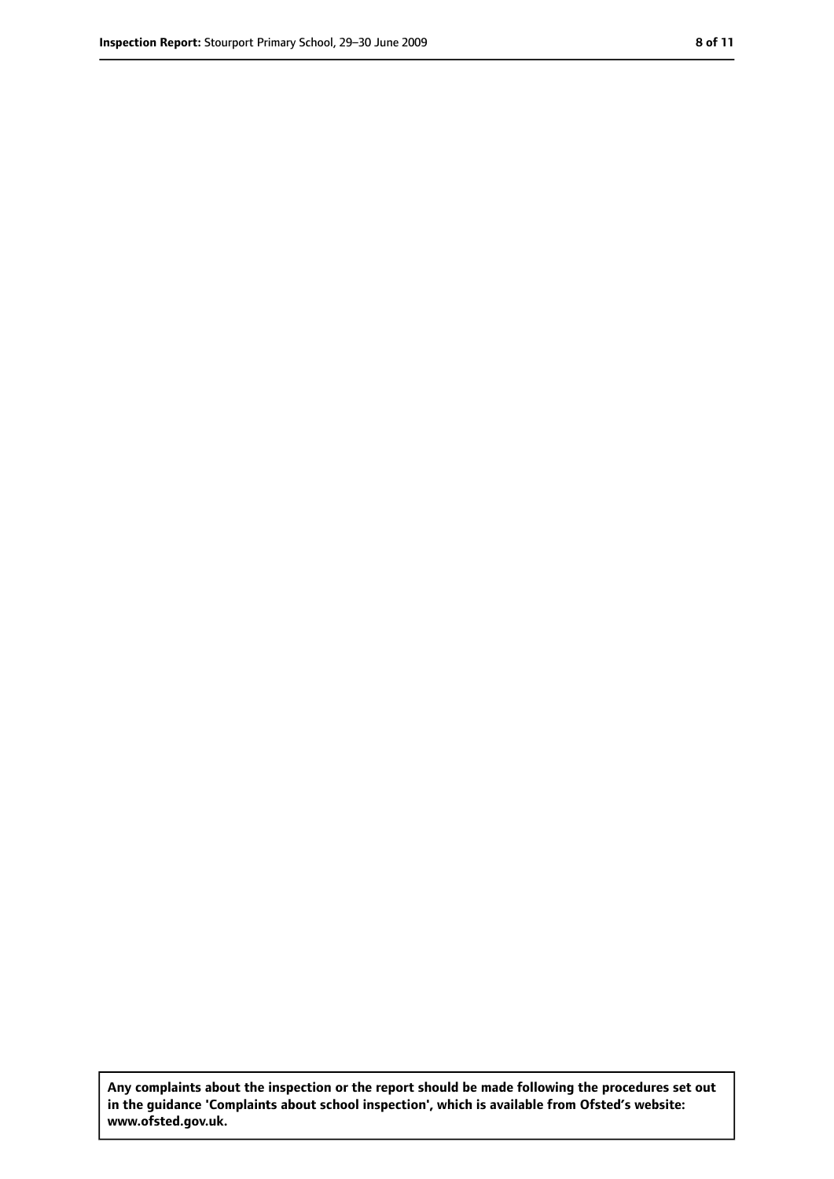**Any complaints about the inspection or the report should be made following the procedures set out in the guidance 'Complaints about school inspection', which is available from Ofsted's website: www.ofsted.gov.uk.**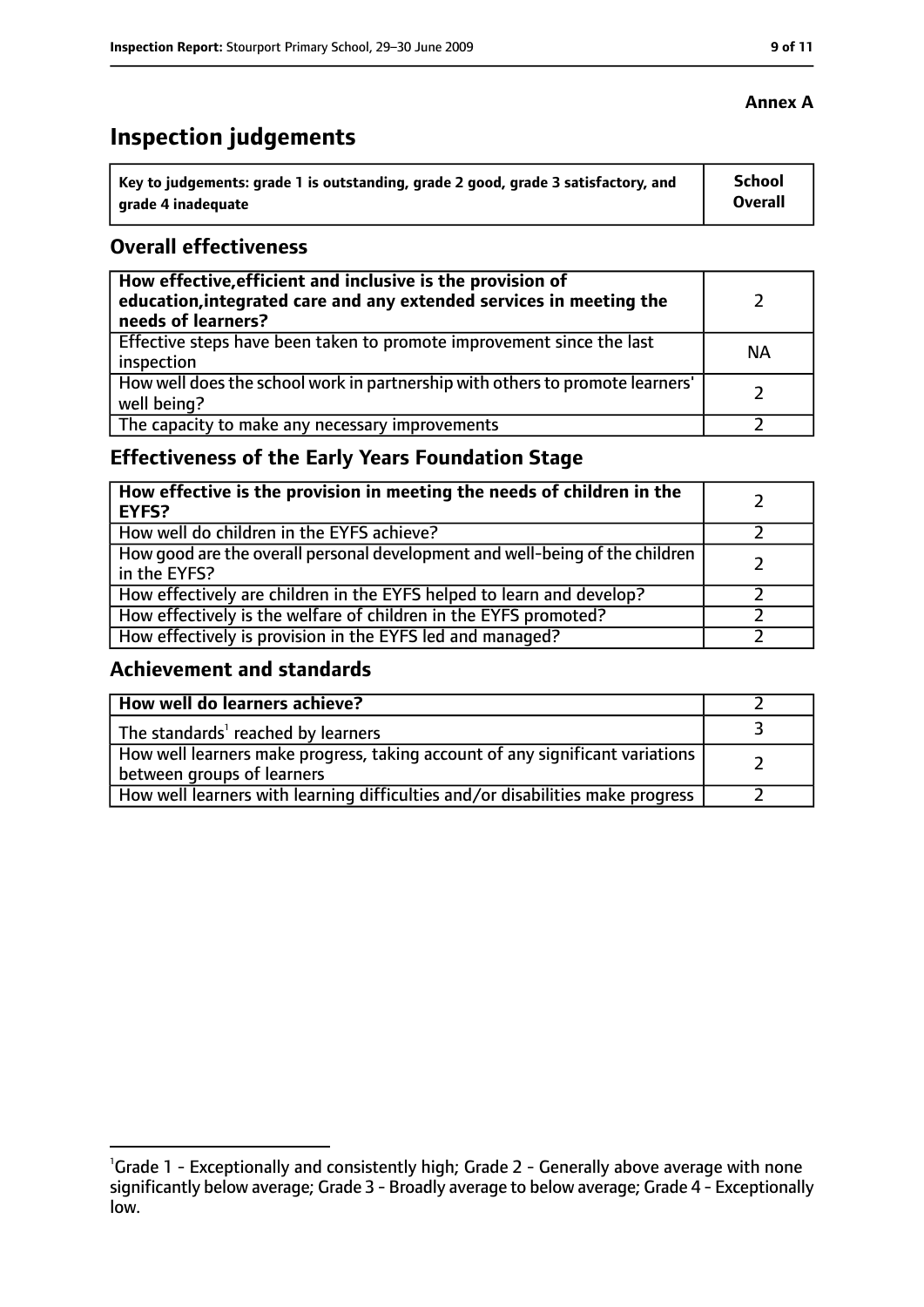**Annex A**

# Inspection judgements

| Key to judgements: grade 1 is outstanding, grade 2 good, grade 3 satisfactory, and grade 4 inadequate | School Overall |
|---|---|

## Overall effectiveness

| | |
|---|---|
| **How effective, efficient and inclusive is the provision of education, integrated care and any extended services in meeting the needs of learners?** | 2 |
| Effective steps have been taken to promote improvement since the last inspection | NA |
| How well does the school work in partnership with others to promote learners' well being? | 2 |
| The capacity to make any necessary improvements | 2 |

## Effectiveness of the Early Years Foundation Stage

| | |
|---|---|
| **How effective is the provision in meeting the needs of children in the EYFS?** | 2 |
| How well do children in the EYFS achieve? | 2 |
| How good are the overall personal development and well-being of the children in the EYFS? | 2 |
| How effectively are children in the EYFS helped to learn and develop? | 2 |
| How effectively is the welfare of children in the EYFS promoted? | 2 |
| How effectively is provision in the EYFS led and managed? | 2 |

## Achievement and standards

| | |
|---|---|
| **How well do learners achieve?** | 2 |
| The standards[1] reached by learners | 3 |
| How well learners make progress, taking account of any significant variations between groups of learners | 2 |
| How well learners with learning difficulties and/or disabilities make progress | 2 |

[1]Grade 1 - Exceptionally and consistently high; Grade 2 - Generally above average with none significantly below average; Grade 3 - Broadly average to below average; Grade 4 - Exceptionally low.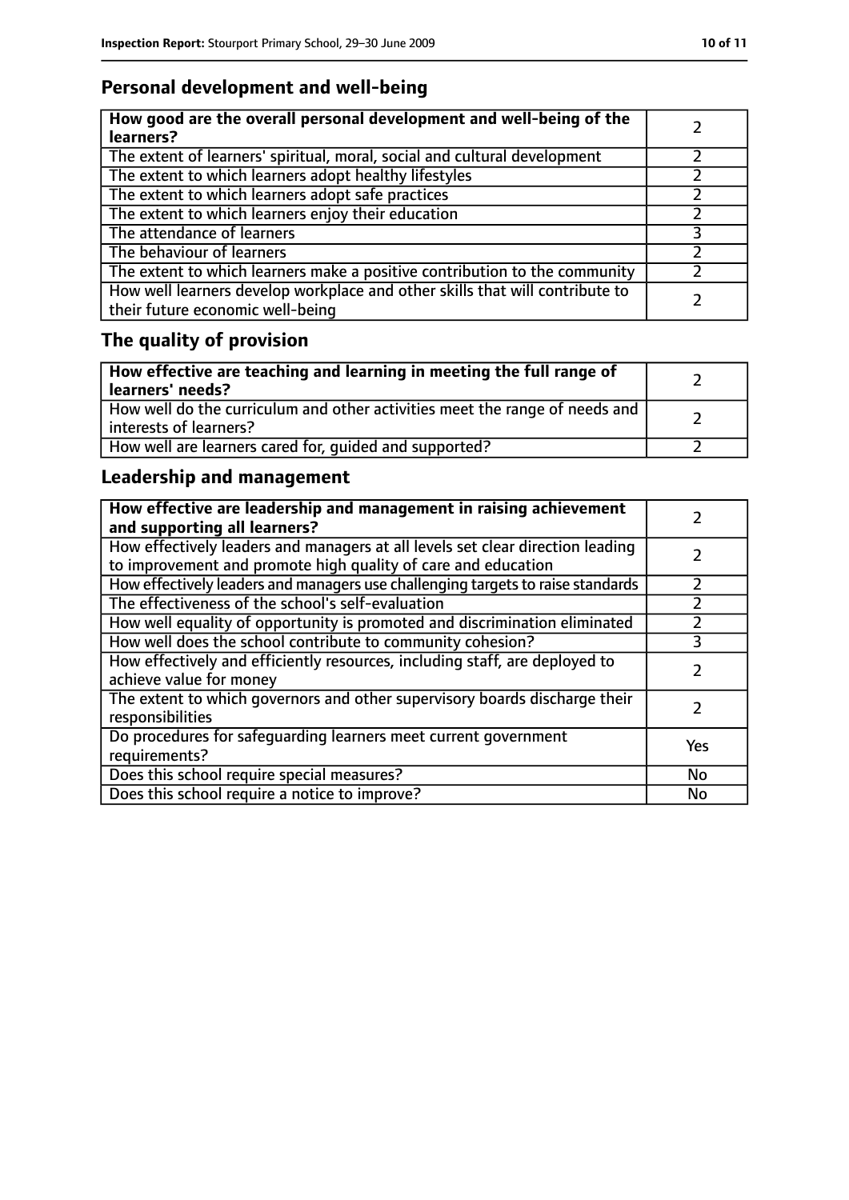## Personal development and well-being

| **How good are the overall personal development and well-being of the learners?** | 2 |
| --- | --- |
| The extent of learners' spiritual, moral, social and cultural development | 2 |
| The extent to which learners adopt healthy lifestyles | 2 |
| The extent to which learners adopt safe practices | 2 |
| The extent to which learners enjoy their education | 2 |
| The attendance of learners | 3 |
| The behaviour of learners | 2 |
| The extent to which learners make a positive contribution to the community | 2 |
| How well learners develop workplace and other skills that will contribute to their future economic well-being | 2 |

## The quality of provision

| **How effective are teaching and learning in meeting the full range of learners' needs?** | 2 |
| --- | --- |
| How well do the curriculum and other activities meet the range of needs and interests of learners? | 2 |
| How well are learners cared for, guided and supported? | 2 |

## Leadership and management

| **How effective are leadership and management in raising achievement and supporting all learners?** | 2 |
| --- | --- |
| How effectively leaders and managers at all levels set clear direction leading to improvement and promote high quality of care and education | 2 |
| How effectively leaders and managers use challenging targets to raise standards | 2 |
| The effectiveness of the school's self-evaluation | 2 |
| How well equality of opportunity is promoted and discrimination eliminated | 2 |
| How well does the school contribute to community cohesion? | 3 |
| How effectively and efficiently resources, including staff, are deployed to achieve value for money | 2 |
| The extent to which governors and other supervisory boards discharge their responsibilities | 2 |
| Do procedures for safeguarding learners meet current government requirements? | Yes |
| Does this school require special measures? | No |
| Does this school require a notice to improve? | No |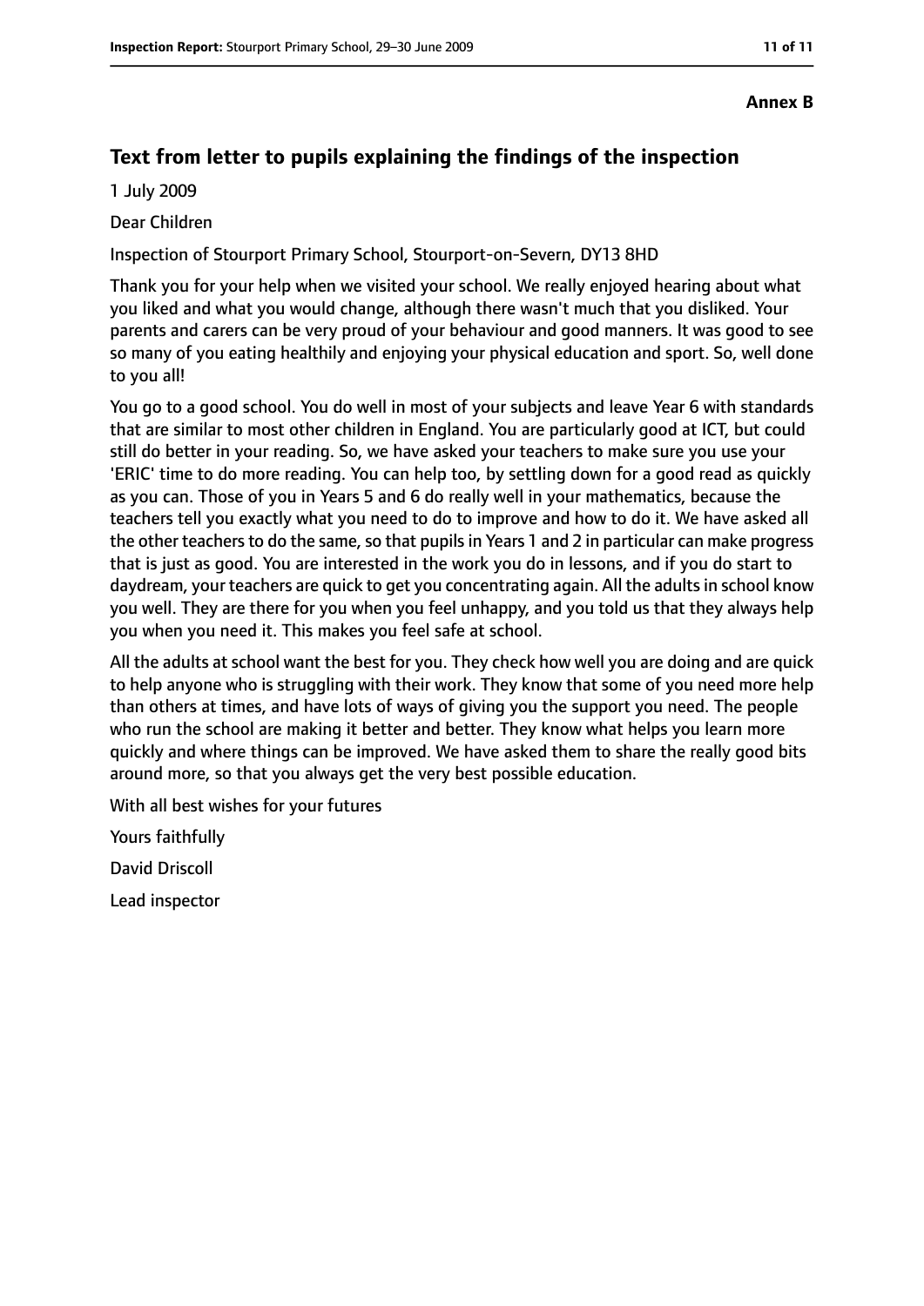**Annex B**

## Text from letter to pupils explaining the findings of the inspection

1 July 2009

Dear Children

Inspection of Stourport Primary School, Stourport-on-Severn, DY13 8HD

Thank you for your help when we visited your school. We really enjoyed hearing about what you liked and what you would change, although there wasn't much that you disliked. Your parents and carers can be very proud of your behaviour and good manners. It was good to see so many of you eating healthily and enjoying your physical education and sport. So, well done to you all!

You go to a good school. You do well in most of your subjects and leave Year 6 with standards that are similar to most other children in England. You are particularly good at ICT, but could still do better in your reading. So, we have asked your teachers to make sure you use your 'ERIC' time to do more reading. You can help too, by settling down for a good read as quickly as you can. Those of you in Years 5 and 6 do really well in your mathematics, because the teachers tell you exactly what you need to do to improve and how to do it. We have asked all the other teachers to do the same, so that pupils in Years 1 and 2 in particular can make progress that is just as good. You are interested in the work you do in lessons, and if you do start to daydream, your teachers are quick to get you concentrating again. All the adults in school know you well. They are there for you when you feel unhappy, and you told us that they always help you when you need it. This makes you feel safe at school.

All the adults at school want the best for you. They check how well you are doing and are quick to help anyone who is struggling with their work. They know that some of you need more help than others at times, and have lots of ways of giving you the support you need. The people who run the school are making it better and better. They know what helps you learn more quickly and where things can be improved. We have asked them to share the really good bits around more, so that you always get the very best possible education.

With all best wishes for your futures

Yours faithfully

David Driscoll

Lead inspector